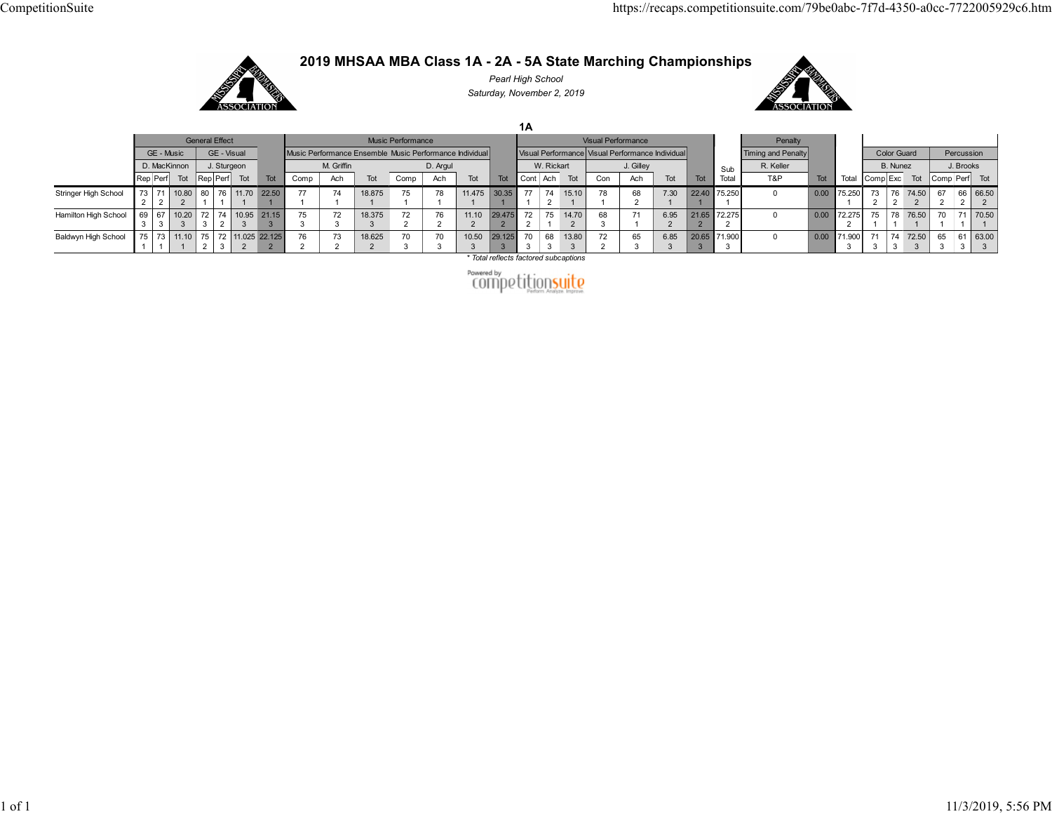# 2019 MHSAA MBA Class 1A - 2A - 5A State Marching Championships

*Pearl High School*

*Saturday, November 2, 2019*

## 1A

| | General Effect | | | | | | | Music Performance | | | | | | | Visual Performance | | | | | | | | Penalty | | | Color Guard | | | Percussion | | |
|---|---|---|---|---|---|---|---|---|---|---|---|---|---|---|---|---|---|---|---|---|---|---|---|---|---|---|---|---|---|---|---|
| | GE - Music | | | GE - Visual | | | | Music Performance Ensemble | | | Music Performance Individual | | | | Visual Performance | | | Visual Performance Individual | | | | | Timing and Penalty | | | | | | | | |
| | D. MacKinnon | | | J. Sturgeon | | | | M. Griffin | | | D. Argul | | | | W. Rickart | | | J. Gilley | | | | Sub | R. Keller | | | B. Nunez | | | J. Brooks | | |
| | Rep | Perf | Tot | Rep | Perf | Tot | Tot | Comp | Ach | Tot | Comp | Ach | Tot | Tot | Cont | Ach | Tot | Con | Ach | Tot | Tot | Total | T&P | Tot | Total | Comp | Exc | Tot | Comp | Perf | Tot |
| Stringer High School | 73 2 | 71 2 | 10.80 2 | 80 1 | 76 1 | 11.70 1 | 22.50 1 | 77 1 | 74 1 | 18.875 1 | 75 1 | 78 1 | 11.475 1 | 30.35 1 | 77 1 | 74 2 | 15.10 1 | 78 1 | 68 2 | 7.30 1 | 22.40 1 | 75.250 1 | 0 | 0.00 | 75.250 1 | 73 2 | 76 2 | 74.50 2 | 67 2 | 66 2 | 66.50 2 |
| Hamilton High School | 69 3 | 67 3 | 10.20 3 | 72 3 | 74 2 | 10.95 3 | 21.15 3 | 75 3 | 72 3 | 18.375 3 | 72 2 | 76 2 | 11.10 2 | 29.475 2 | 72 2 | 75 1 | 14.70 2 | 68 3 | 71 1 | 6.95 2 | 21.65 2 | 72.275 2 | 0 | 0.00 | 72.275 2 | 75 1 | 78 1 | 76.50 1 | 70 1 | 71 1 | 70.50 1 |
| Baldwyn High School | 75 1 | 73 1 | 11.10 1 | 75 2 | 72 3 | 11.025 2 | 22.125 2 | 76 2 | 73 2 | 18.625 2 | 70 3 | 70 3 | 10.50 3 | 29.125 3 | 70 3 | 68 3 | 13.80 3 | 72 2 | 65 3 | 6.85 3 | 20.65 3 | 71.900 3 | 0 | 0.00 | 71.900 3 | 71 3 | 74 3 | 72.50 3 | 65 3 | 61 3 | 63.00 3 |

*\* Total reflects factored subcaptions*

Powered by competitionsuite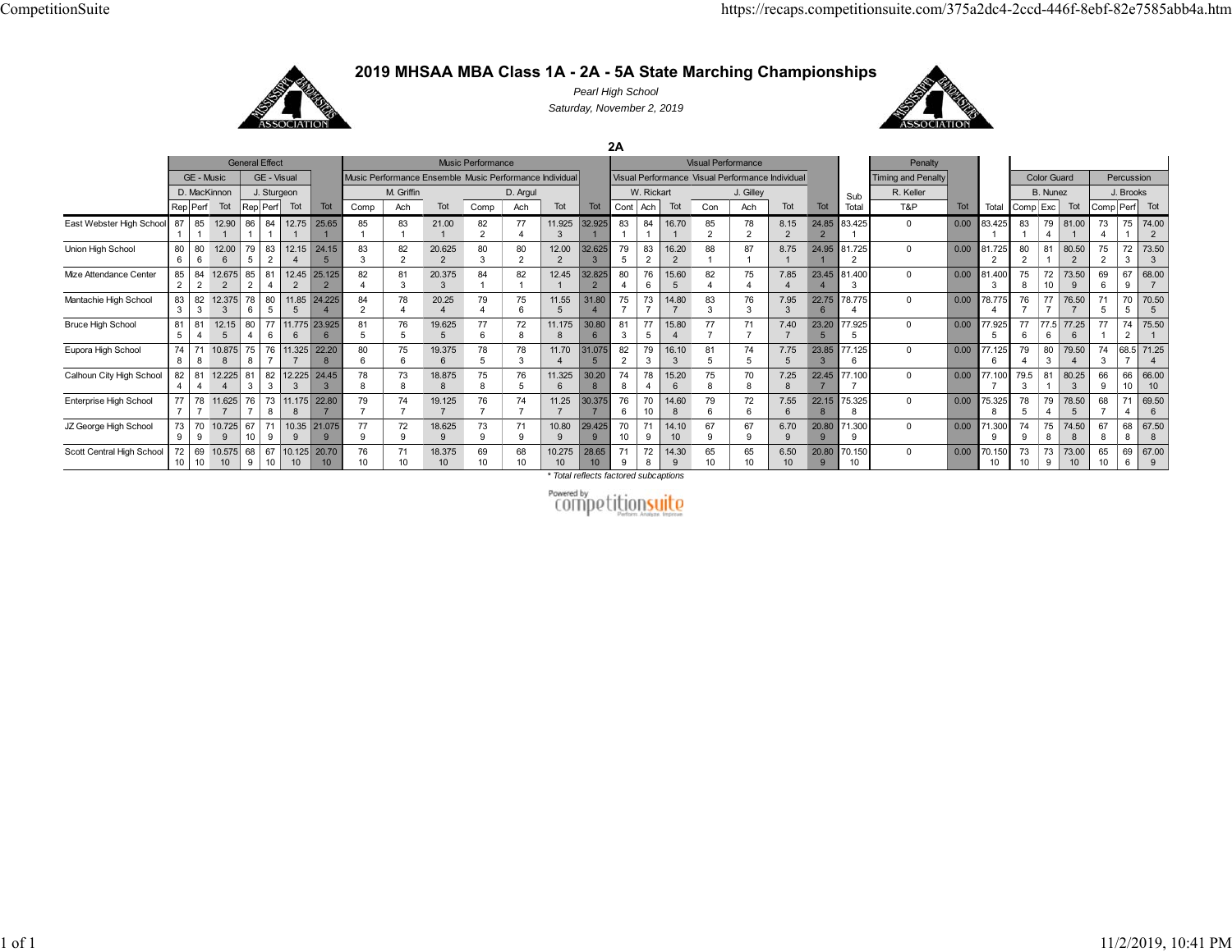# 2019 MHSAA MBA Class 1A - 2A - 5A State Marching Championships

*Pearl High School*

*Saturday, November 2, 2019*

## 2A

| | General Effect | | | | | | | Music Performance | | | | | | | Visual Performance | | | | | | | | Penalty | | | | Color Guard | | | Percussion | | |
|---|---|---|---|---|---|---|---|---|---|---|---|---|---|---|---|---|---|---|---|---|---|---|---|---|---|---|---|---|---|---|---|---|
| | GE - Music | | | GE - Visual | | | | Music Performance Ensemble | | | Music Performance Individual | | | | Visual Performance Ensemble | | | Visual Performance Individual | | | | | Timing and Penalty | | | | B. Nunez | | | J. Brooks | | |
| | D. MacKinnon | | | J. Sturgeon | | | | M. Griffin | | | D. Argul | | | | W. Rickart | | | J. Gilley | | | | Sub | R. Keller | | | | | | | | | |
| | Rep | Perf | Tot | Rep | Perf | Tot | Tot | Comp | Ach | Tot | Comp | Ach | Tot | Tot | Cont | Ach | Tot | Con | Ach | Tot | Tot | Total | T&P | Tot | Total | Comp | Exc | Tot | Comp | Perf | Tot |
| East Webster High School | 87 (1) | 85 (1) | 12.90 (1) | 86 (1) | 84 (1) | 12.75 (1) | 25.65 (1) | 85 (1) | 83 (1) | 21.00 (1) | 82 (2) | 77 (4) | 11.925 (3) | 32.925 (1) | 83 (1) | 84 (1) | 16.70 (1) | 85 (2) | 78 (2) | 8.15 (2) | 24.85 (2) | 83.425 (1) | 0 | 0.00 | 83.425 (1) | 83 (1) | 79 (4) | 81.00 (1) | 73 (4) | 75 (1) | 74.00 (2) |
| Union High School | 80 (6) | 80 (6) | 12.00 (6) | 79 (5) | 83 (2) | 12.15 (4) | 24.15 (5) | 83 (3) | 82 (2) | 20.625 (2) | 80 (3) | 80 (2) | 12.00 (2) | 32.625 (3) | 79 (5) | 83 (2) | 16.20 (2) | 88 (1) | 87 (1) | 8.75 (1) | 24.95 (1) | 81.725 (2) | 0 | 0.00 | 81.725 (2) | 80 (2) | 81 (1) | 80.50 (2) | 75 (2) | 72 (3) | 73.50 (3) |
| Mize Attendance Center | 85 (2) | 84 (2) | 12.675 (2) | 85 (2) | 81 (4) | 12.45 (2) | 25.125 (2) | 82 (4) | 81 (3) | 20.375 (3) | 84 (1) | 82 (1) | 12.45 (1) | 32.825 (2) | 80 (4) | 76 (6) | 15.60 (5) | 82 (4) | 75 (4) | 7.85 (4) | 23.45 (4) | 81.400 (3) | 0 | 0.00 | 81.400 (3) | 75 (8) | 72 (10) | 73.50 (9) | 69 (6) | 67 (9) | 68.00 (7) |
| Mantachie High School | 83 (3) | 82 (3) | 12.375 (3) | 78 (6) | 80 (5) | 11.85 (5) | 24.225 (4) | 84 (2) | 78 (4) | 20.25 (4) | 79 (4) | 75 (6) | 11.55 (5) | 31.80 (4) | 75 (7) | 73 (7) | 14.80 (7) | 83 (3) | 76 (3) | 7.95 (3) | 22.75 (6) | 78.775 (4) | 0 | 0.00 | 78.775 (4) | 76 (7) | 77 (7) | 76.50 (7) | 71 (5) | 70 (5) | 70.50 (5) |
| Bruce High School | 81 (5) | 81 (4) | 12.15 (5) | 80 (4) | 77 (6) | 11.775 (6) | 23.925 (6) | 81 (5) | 76 (5) | 19.625 (5) | 77 (6) | 72 (8) | 11.175 (8) | 30.80 (6) | 81 (3) | 77 (5) | 15.80 (4) | 77 (7) | 71 (7) | 7.40 (7) | 23.20 (5) | 77.925 (5) | 0 | 0.00 | 77.925 (5) | 77 (6) | 77.5 (6) | 77.25 (6) | 77 (1) | 74 (2) | 75.50 (1) |
| Eupora High School | 74 (8) | 71 (8) | 10.875 (8) | 75 (8) | 76 (7) | 11.325 (7) | 22.20 (8) | 80 (6) | 75 (6) | 19.375 (6) | 78 (5) | 78 (3) | 11.70 (4) | 31.075 (5) | 82 (2) | 79 (3) | 16.10 (3) | 81 (5) | 74 (5) | 7.75 (5) | 23.85 (3) | 77.125 (6) | 0 | 0.00 | 77.125 (6) | 79 (4) | 80 (3) | 79.50 (4) | 74 (3) | 68.5 (7) | 71.25 (4) |
| Calhoun City High School | 82 (4) | 81 (4) | 12.225 (4) | 81 (3) | 82 (3) | 12.225 (3) | 24.45 (3) | 78 (8) | 73 (8) | 18.875 (8) | 75 (8) | 76 (5) | 11.325 (6) | 30.20 (8) | 74 (8) | 78 (4) | 15.20 (6) | 75 (8) | 70 (8) | 7.25 (8) | 22.45 (7) | 77.100 (7) | 0 | 0.00 | 77.100 (7) | 79.5 (3) | 81 (1) | 80.25 (3) | 66 (9) | 66 (10) | 66.00 (10) |
| Enterprise High School | 77 (7) | 78 (7) | 11.625 (7) | 76 (7) | 73 (8) | 11.175 (8) | 22.80 (7) | 79 (7) | 74 (7) | 19.125 (7) | 76 (7) | 74 (7) | 11.25 (7) | 30.375 (7) | 76 (6) | 70 (10) | 14.60 (8) | 79 (6) | 72 (6) | 7.55 (6) | 22.15 (8) | 75.325 (8) | 0 | 0.00 | 75.325 (8) | 78 (5) | 79 (4) | 78.50 (5) | 68 (7) | 71 (4) | 69.50 (6) |
| JZ George High School | 73 (9) | 70 (9) | 10.725 (9) | 67 (10) | 71 (9) | 10.35 (9) | 21.075 (9) | 77 (9) | 72 (9) | 18.625 (9) | 73 (9) | 71 (9) | 10.80 (9) | 29.425 (9) | 70 (10) | 71 (9) | 14.10 (10) | 67 (9) | 67 (9) | 6.70 (9) | 20.80 (9) | 71.300 (9) | 0 | 0.00 | 71.300 (9) | 74 (9) | 75 (8) | 74.50 (8) | 67 (8) | 68 (8) | 67.50 (8) |
| Scott Central High School | 72 (10) | 69 (10) | 10.575 (10) | 68 (9) | 67 (10) | 10.125 (10) | 20.70 (10) | 76 (10) | 71 (10) | 18.375 (10) | 69 (10) | 68 (10) | 10.275 (10) | 28.65 (10) | 71 (9) | 72 (8) | 14.30 (9) | 65 (10) | 65 (10) | 6.50 (10) | 20.80 (9) | 70.150 (10) | 0 | 0.00 | 70.150 (10) | 73 (10) | 73 (9) | 73.00 (10) | 65 (10) | 69 (6) | 67.00 (9) |

*\* Total reflects factored subcaptions*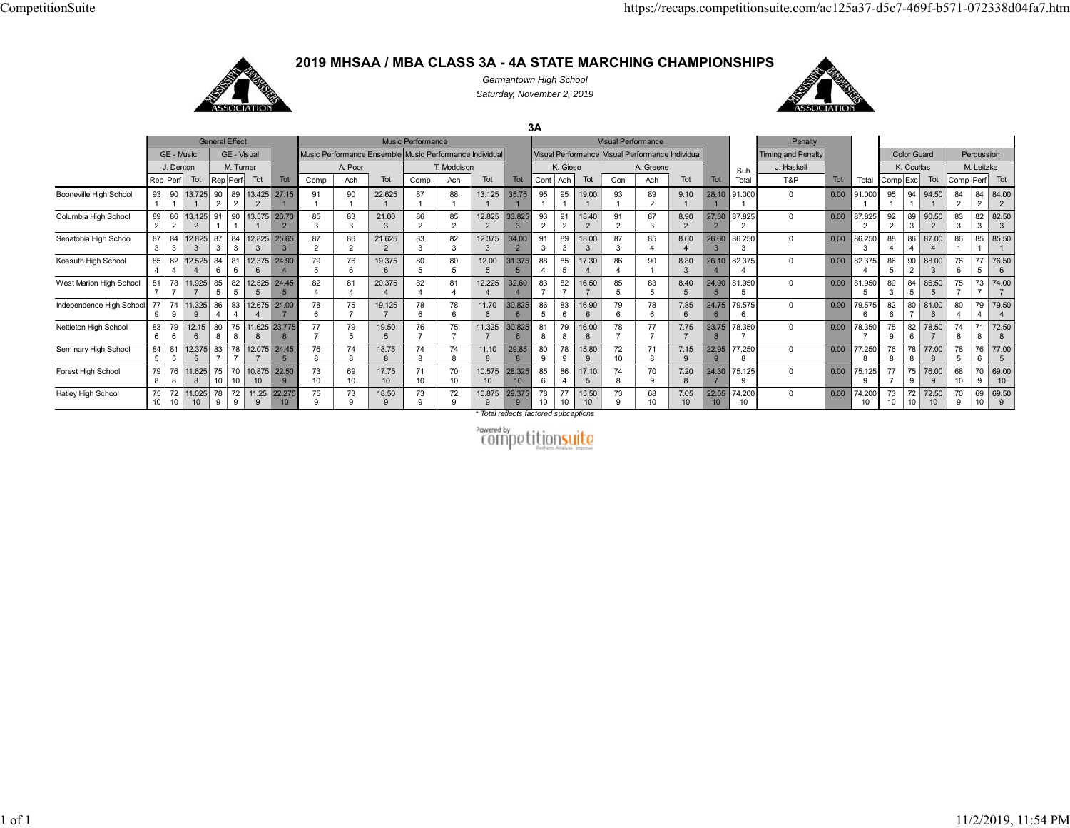# 2019 MHSAA / MBA CLASS 3A - 4A STATE MARCHING CHAMPIONSHIPS

*Germantown High School*

*Saturday, November 2, 2019*

## 3A

| | General Effect | | | | | | | Music Performance | | | | | | | Visual Performance | | | | | | | | Penalty | | | Color Guard | | | Percussion | | |
|---|---|---|---|---|---|---|---|---|---|---|---|---|---|---|---|---|---|---|---|---|---|---|---|---|---|---|---|---|---|---|---|
| | GE - Music | | | GE - Visual | | | | Music Performance Ensemble | | | Music Performance Individual | | | | Visual Performance | | | Visual Performance Individual | | | | | Timing and Penalty | | | K. Coultas | | | M. Leitzke | | |
| | J. Denton | | | M. Turner | | | | A. Poor | | | T. Moddison | | | | K. Giese | | | A. Greene | | | | Sub | J. Haskell | | | | | | | | |
| | Rep | Perf | Tot | Rep | Perf | Tot | Tot | Comp | Ach | Tot | Comp | Ach | Tot | Tot | Cont | Ach | Tot | Con | Ach | Tot | Tot | Total | T&P | Tot | Total | Comp | Exc | Tot | Comp | Perf | Tot |
| Booneville High School | 93 1 | 90 1 | 13.725 1 | 90 2 | 89 2 | 13.425 2 | 27.15 1 | 91 1 | 90 1 | 22.625 1 | 87 1 | 88 1 | 13.125 1 | 35.75 1 | 95 1 | 95 1 | 19.00 1 | 93 1 | 89 2 | 9.10 1 | 28.10 1 | 91.000 1 | 0 | 0.00 | 91.000 1 | 95 1 | 94 1 | 94.50 1 | 84 2 | 84 2 | 84.00 2 |
| Columbia High School | 89 2 | 86 2 | 13.125 2 | 91 1 | 90 1 | 13.575 1 | 26.70 2 | 85 3 | 83 3 | 21.00 3 | 86 2 | 85 2 | 12.825 2 | 33.825 3 | 93 2 | 91 2 | 18.40 2 | 91 2 | 87 3 | 8.90 2 | 27.30 2 | 87.825 2 | 0 | 0.00 | 87.825 2 | 92 2 | 89 3 | 90.50 2 | 83 3 | 82 3 | 82.50 3 |
| Senatobia High School | 87 3 | 84 3 | 12.825 3 | 87 3 | 84 3 | 12.825 3 | 25.65 3 | 87 2 | 86 2 | 21.625 2 | 83 3 | 82 3 | 12.375 3 | 34.00 2 | 91 3 | 89 3 | 18.00 3 | 87 3 | 85 4 | 8.60 4 | 26.60 3 | 86.250 3 | 0 | 0.00 | 86.250 3 | 88 4 | 86 4 | 87.00 4 | 86 1 | 85 1 | 85.50 1 |
| Kossuth High School | 85 4 | 82 4 | 12.525 4 | 84 6 | 81 6 | 12.375 6 | 24.90 4 | 79 5 | 76 6 | 19.375 6 | 80 5 | 80 5 | 12.00 5 | 31.375 5 | 88 4 | 85 5 | 17.30 4 | 86 4 | 90 1 | 8.80 3 | 26.10 4 | 82.375 4 | 0 | 0.00 | 82.375 4 | 86 5 | 90 2 | 88.00 3 | 76 6 | 77 5 | 76.50 6 |
| West Marion High School | 81 7 | 78 7 | 11.925 7 | 85 5 | 82 5 | 12.525 5 | 24.45 5 | 82 4 | 81 4 | 20.375 4 | 82 4 | 81 4 | 12.225 4 | 32.60 4 | 83 7 | 82 7 | 16.50 7 | 85 5 | 83 5 | 8.40 5 | 24.90 5 | 81.950 5 | 0 | 0.00 | 81.950 5 | 89 3 | 84 5 | 86.50 5 | 75 7 | 73 7 | 74.00 7 |
| Independence High School | 77 9 | 74 9 | 11.325 9 | 86 4 | 83 4 | 12.675 4 | 24.00 7 | 78 6 | 75 7 | 19.125 7 | 78 6 | 78 6 | 11.70 6 | 30.825 6 | 86 5 | 83 6 | 16.90 6 | 79 6 | 78 6 | 7.85 6 | 24.75 6 | 79.575 6 | 0 | 0.00 | 79.575 6 | 82 6 | 80 7 | 81.00 6 | 80 4 | 79 4 | 79.50 4 |
| Nettleton High School | 83 6 | 79 6 | 12.15 6 | 80 8 | 75 8 | 11.625 8 | 23.775 8 | 77 7 | 79 5 | 19.50 5 | 76 7 | 75 7 | 11.325 7 | 30.825 6 | 81 8 | 79 8 | 16.00 8 | 78 7 | 77 7 | 7.75 7 | 23.75 8 | 78.350 7 | 0 | 0.00 | 78.350 7 | 75 9 | 82 6 | 78.50 7 | 74 8 | 71 8 | 72.50 8 |
| Seminary High School | 84 5 | 81 5 | 12.375 5 | 83 7 | 78 7 | 12.075 7 | 24.45 5 | 76 8 | 74 8 | 18.75 8 | 74 8 | 74 8 | 11.10 8 | 29.85 8 | 80 9 | 78 9 | 15.80 9 | 72 10 | 71 8 | 7.15 9 | 22.95 9 | 77.250 8 | 0 | 0.00 | 77.250 8 | 76 8 | 78 8 | 77.00 8 | 78 5 | 76 6 | 77.00 5 |
| Forest High School | 79 8 | 76 8 | 11.625 8 | 75 10 | 70 10 | 10.875 10 | 22.50 9 | 73 10 | 69 10 | 17.75 10 | 71 10 | 70 10 | 10.575 10 | 28.325 10 | 85 6 | 86 4 | 17.10 5 | 74 8 | 70 9 | 7.20 8 | 24.30 7 | 75.125 9 | 0 | 0.00 | 75.125 9 | 77 7 | 75 9 | 76.00 9 | 68 10 | 70 9 | 69.00 10 |
| Hatley High School | 75 10 | 72 10 | 11.025 10 | 78 9 | 72 9 | 11.25 9 | 22.275 10 | 75 9 | 73 9 | 18.50 9 | 73 9 | 72 9 | 10.875 9 | 29.375 9 | 78 10 | 77 10 | 15.50 10 | 73 9 | 68 10 | 7.05 10 | 22.55 10 | 74.200 10 | 0 | 0.00 | 74.200 10 | 73 10 | 72 10 | 72.50 10 | 70 9 | 69 10 | 69.50 9 |

\* Total reflects factored subcaptions

Powered by competitionsuite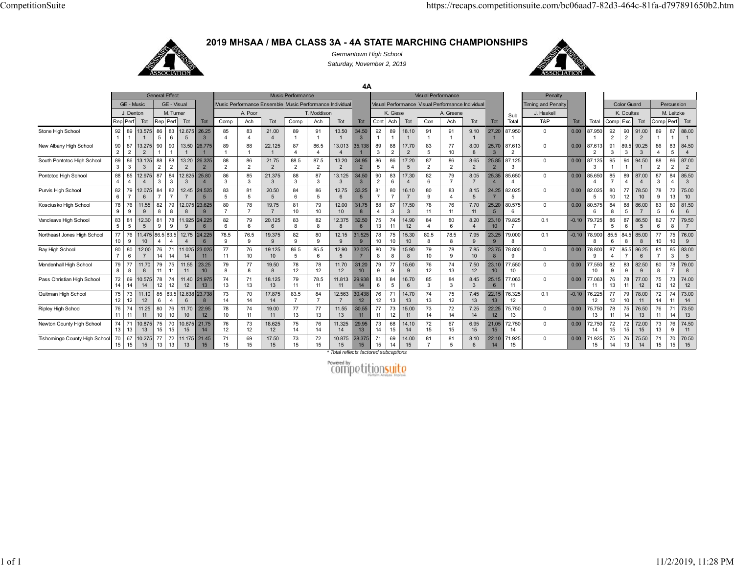# 2019 MHSAA / MBA CLASS 3A - 4A STATE MARCHING CHAMPIONSHIPS

*Germantown High School*

*Saturday, November 2, 2019*

## 4A

| | General Effect | | | | | | | Music Performance | | | | | | | Visual Performance | | | | | | | | Penalty | | | Color Guard | | | Percussion | | |
|---|---|---|---|---|---|---|---|---|---|---|---|---|---|---|---|---|---|---|---|---|---|---|---|---|---|---|---|---|---|---|---|
| | GE - Music | | | GE - Visual | | | | Music Performance Ensemble | | | Music Performance Individual | | | | Visual Performance | | | Visual Performance Individual | | | | | Timing and Penalty | | | | | | | | |
| | J. Denton | | | M. Turner | | | | A. Poor | | | T. Moddison | | | | K. Giese | | | A. Greene | | | | Sub | J. Haskell | | | K. Coultas | | | M. Leitzke | | |
| | Rep | Perf | Tot | Rep | Perf | Tot | Tot | Comp | Ach | Tot | Comp | Ach | Tot | Tot | Cont | Ach | Tot | Con | Ach | Tot | Tot | Total | T&P | Tot | Total | Comp | Exc | Tot | Comp | Perf | Tot |
| Stone High School | 92 / 1 | 89 / 1 | 13.575 / 1 | 86 / 5 | 83 / 6 | 12.675 / 5 | 26.25 / 3 | 85 / 4 | 83 / 4 | 21.00 / 4 | 89 / 1 | 91 / 1 | 13.50 / 1 | 34.50 / 3 | 92 / 1 | 89 / 1 | 18.10 / 1 | 91 / 1 | 91 / 1 | 9.10 / 1 | 27.20 / 1 | 87.950 / 1 | 0 | 0.00 | 87.950 / 1 | 92 / 2 | 90 / 2 | 91.00 / 2 | 89 / 1 | 87 / 1 | 88.00 / 1 |
| New Albany High School | 90 / 2 | 87 / 2 | 13.275 / 2 | 90 / 1 | 90 / 1 | 13.50 / 1 | 26.775 / 1 | 89 / 1 | 88 / 1 | 22.125 / 1 | 87 / 4 | 86.5 / 4 | 13.013 / 4 | 35.138 / 1 | 89 / 3 | 88 / 2 | 17.70 / 2 | 83 / 5 | 77 / 10 | 8.00 / 8 | 25.70 / 3 | 87.613 / 2 | 0 | 0.00 | 87.613 / 2 | 91 / 3 | 89.5 / 3 | 90.25 / 3 | 86 / 4 | 83 / 5 | 84.50 / 4 |
| South Pontotoc High School | 89 / 3 | 86 / 3 | 13.125 / 3 | 88 / 2 | 88 / 2 | 13.20 / 2 | 26.325 / 2 | 88 / 2 | 86 / 2 | 21.75 / 2 | 88.5 / 2 | 87.5 / 2 | 13.20 / 2 | 34.95 / 2 | 86 / 5 | 86 / 4 | 17.20 / 5 | 87 / 2 | 86 / 2 | 8.65 / 2 | 25.85 / 2 | 87.125 / 3 | 0 | 0.00 | 87.125 / 3 | 95 / 1 | 94 / 1 | 94.50 / 1 | 88 / 2 | 86 / 2 | 87.00 / 2 |
| Pontotoc High School | 88 / 4 | 85 / 4 | 12.975 / 4 | 87 / 3 | 84 / 3 | 12.825 / 3 | 25.80 / 4 | 86 / 3 | 85 / 3 | 21.375 / 3 | 88 / 3 | 87 / 3 | 13.125 / 3 | 34.50 / 3 | 90 / 2 | 83 / 6 | 17.30 / 4 | 82 / 6 | 79 / 7 | 8.05 / 7 | 25.35 / 4 | 85.650 / 4 | 0 | 0.00 | 85.650 / 4 | 85 / 7 | 89 / 4 | 87.00 / 4 | 87 / 3 | 84 / 4 | 85.50 / 3 |
| Purvis High School | 82 / 6 | 79 / 7 | 12.075 / 6 | 84 / 7 | 82 / 7 | 12.45 / 7 | 24.525 / 5 | 83 / 5 | 81 / 5 | 20.50 / 5 | 84 / 6 | 86 / 5 | 12.75 / 6 | 33.25 / 5 | 81 / 7 | 80 / 7 | 16.10 / 7 | 80 / 9 | 83 / 4 | 8.15 / 5 | 24.25 / 7 | 82.025 / 5 | 0 | 0.00 | 82.025 / 5 | 80 / 10 | 77 / 12 | 78.50 / 10 | 78 / 9 | 72 / 13 | 75.00 / 10 |
| Kosciusko High School | 78 / 9 | 76 / 9 | 11.55 / 9 | 82 / 8 | 79 / 8 | 12.075 / 8 | 23.625 / 9 | 80 / 7 | 78 / 7 | 19.75 / 7 | 81 / 10 | 79 / 10 | 12.00 / 10 | 31.75 / 8 | 88 / 4 | 87 / 3 | 17.50 / 3 | 78 / 11 | 76 / 11 | 7.70 / 11 | 25.20 / 5 | 80.575 / 6 | 0 | 0.00 | 80.575 / 6 | 84 / 8 | 88 / 5 | 86.00 / 7 | 83 / 5 | 80 / 6 | 81.50 / 6 |
| Vancleave High School | 83 / 5 | 81 / 5 | 12.30 / 5 | 81 / 9 | 78 / 9 | 11.925 / 9 | 24.225 / 6 | 82 / 6 | 79 / 6 | 20.125 / 6 | 83 / 8 | 82 / 8 | 12.375 / 8 | 32.50 / 6 | 75 / 13 | 74 / 11 | 14.90 / 12 | 84 / 4 | 80 / 6 | 8.20 / 4 | 23.10 / 10 | 79.825 / 7 | 0.1 | -0.10 | 79.725 / 7 | 86 / 5 | 87 / 6 | 86.50 / 5 | 82 / 6 | 77 / 8 | 79.50 / 7 |
| Northeast Jones High School | 77 / 10 | 76 / 9 | 11.475 / 10 | 86.5 / 4 | 83.5 / 4 | 12.75 / 4 | 24.225 / 6 | 78.5 / 9 | 76.5 / 9 | 19.375 / 9 | 82 / 9 | 80 / 9 | 12.15 / 9 | 31.525 / 9 | 78 / 10 | 75 / 10 | 15.30 / 10 | 80.5 / 8 | 78.5 / 8 | 7.95 / 9 | 23.25 / 9 | 79.000 / 8 | 0.1 | -0.10 | 78.900 / 8 | 85.5 / 6 | 84.5 / 8 | 85.00 / 8 | 77 / 10 | 75 / 10 | 76.00 / 9 |
| Bay High School | 80 / 7 | 80 / 6 | 12.00 / 7 | 76 / 14 | 71 / 14 | 11.025 / 14 | 23.025 / 11 | 77 / 11 | 76 / 10 | 19.125 / 10 | 86.5 / 5 | 85.5 / 6 | 12.90 / 5 | 32.025 / 7 | 80 / 8 | 79 / 8 | 15.90 / 8 | 79 / 10 | 78 / 9 | 7.85 / 10 | 23.75 / 8 | 78.800 / 9 | 0 | 0.00 | 78.800 / 9 | 87 / 4 | 85.5 / 7 | 86.25 / 6 | 81 / 7 | 85 / 3 | 83.00 / 5 |
| Mendenhall High School | 79 / 8 | 77 / 8 | 11.70 / 8 | 79 / 11 | 75 / 11 | 11.55 / 11 | 23.25 / 10 | 79 / 8 | 77 / 8 | 19.50 / 8 | 78 / 12 | 78 / 12 | 11.70 / 12 | 31.20 / 10 | 79 / 9 | 77 / 9 | 15.60 / 9 | 76 / 12 | 74 / 13 | 7.50 / 12 | 23.10 / 10 | 77.550 / 10 | 0 | 0.00 | 77.550 / 10 | 82 / 9 | 83 / 9 | 82.50 / 9 | 80 / 8 | 78 / 7 | 79.00 / 8 |
| Pass Christian High School | 72 / 14 | 69 / 14 | 10.575 / 14 | 78 / 12 | 74 / 12 | 11.40 / 12 | 21.975 / 13 | 74 / 13 | 71 / 13 | 18.125 / 13 | 79 / 11 | 78.5 / 11 | 11.813 / 11 | 29.938 / 14 | 83 / 6 | 84 / 5 | 16.70 / 6 | 85 / 3 | 84 / 3 | 8.45 / 3 | 25.15 / 6 | 77.063 / 11 | 0 | 0.00 | 77.063 / 11 | 76 / 13 | 78 / 11 | 77.00 / 12 | 75 / 12 | 73 / 12 | 74.00 / 12 |
| Quitman High School | 75 / 12 | 73 / 12 | 11.10 / 12 | 85 / 6 | 83.5 / 4 | 12.638 / 6 | 23.738 / 8 | 73 / 14 | 70 / 14 | 17.875 / 14 | 83.5 / 7 | 84 / 7 | 12.563 / 7 | 30.438 / 12 | 76 / 12 | 71 / 13 | 14.70 / 13 | 74 / 13 | 75 / 12 | 7.45 / 13 | 22.15 / 13 | 76.325 / 12 | 0.1 | -0.10 | 76.225 / 12 | 77 / 12 | 79 / 10 | 78.00 / 11 | 72 / 14 | 74 / 11 | 73.00 / 14 |
| Ripley High School | 76 / 11 | 74 / 11 | 11.25 / 11 | 80 / 10 | 76 / 10 | 11.70 / 10 | 22.95 / 12 | 78 / 10 | 74 / 11 | 19.00 / 11 | 77 / 13 | 77 / 13 | 11.55 / 13 | 30.55 / 11 | 77 / 11 | 73 / 12 | 15.00 / 11 | 73 / 14 | 72 / 14 | 7.25 / 14 | 22.25 / 12 | 75.750 / 13 | 0 | 0.00 | 75.750 / 13 | 78 / 11 | 75 / 14 | 76.50 / 13 | 76 / 11 | 71 / 14 | 73.50 / 13 |
| Newton County High School | 74 / 13 | 71 / 13 | 10.875 / 13 | 75 / 15 | 70 / 15 | 10.875 / 15 | 21.75 / 14 | 76 / 12 | 73 / 12 | 18.625 / 12 | 75 / 14 | 76 / 14 | 11.325 / 14 | 29.95 / 13 | 73 / 14 | 68 / 15 | 14.10 / 14 | 72 / 15 | 67 / 15 | 6.95 / 15 | 21.05 / 15 | 72.750 / 13 | 0 | 0.00 | 72.750 / 14 | 72 / 15 | 72 / 15 | 72.00 / 15 | 73 / 13 | 76 / 9 | 74.50 / 11 |
| Tishomingo County High School | 70 / 15 | 67 / 15 | 10.275 / 15 | 77 / 13 | 72 / 13 | 11.175 / 13 | 21.45 / 15 | 71 / 15 | 69 / 15 | 17.50 / 15 | 73 / 15 | 72 / 15 | 10.875 / 15 | 28.375 / 15 | 71 / 15 | 69 / 14 | 14.00 / 15 | 81 / 7 | 81 / 5 | 8.10 / 6 | 22.10 / 14 | 71.925 / 15 | 0 | 0.00 | 71.925 / 15 | 75 / 14 | 76 / 13 | 75.50 / 14 | 71 / 15 | 70 / 15 | 70.50 / 15 |

*\* Total reflects factored subcaptions*

Powered by competitionsuite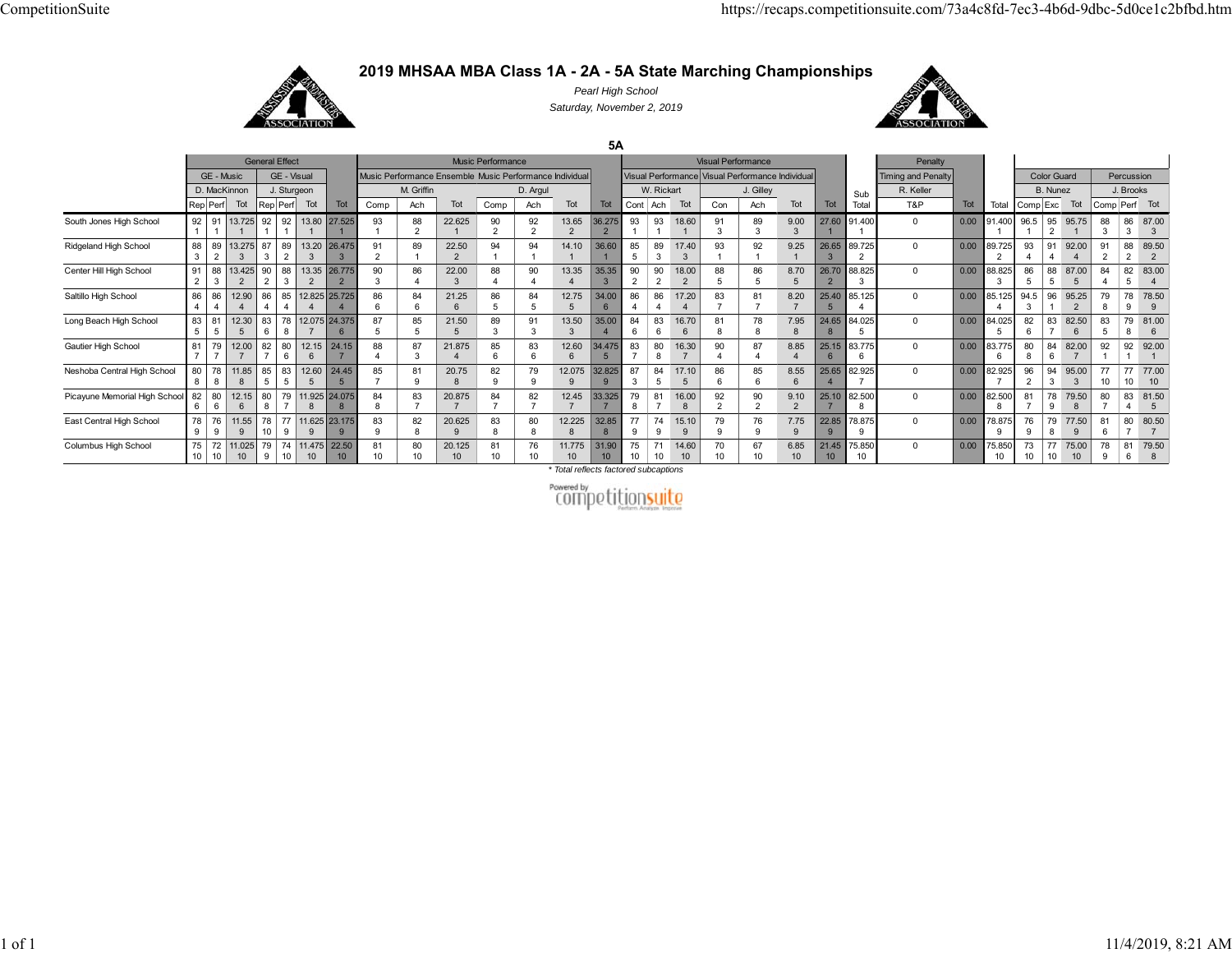# 2019 MHSAA MBA Class 1A - 2A - 5A State Marching Championships

*Pearl High School*

*Saturday, November 2, 2019*

## 5A

| | General Effect | | | | | | | Music Performance | | | | | | | Visual Performance | | | | | | | | Penalty | | | | Color Guard | | | Percussion | | |
|---|---|---|---|---|---|---|---|---|---|---|---|---|---|---|---|---|---|---|---|---|---|---|---|---|---|---|---|---|---|---|---|---|
| | GE - Music | | | GE - Visual | | | | Music Performance Ensemble | | | Music Performance Individual | | | | Visual Performance | | | Visual Performance Individual | | | | | Timing and Penalty | | | | | | | | | |
| | D. MacKinnon | | | J. Sturgeon | | | | M. Griffin | | | D. Argul | | | | W. Rickart | | | J. Gilley | | | | Sub | R. Keller | | | | B. Nunez | | | J. Brooks | | |
| | Rep | Perf | Tot | Rep | Perf | Tot | Tot | Comp | Ach | Tot | Comp | Ach | Tot | Tot | Cont | Ach | Tot | Con | Ach | Tot | Tot | Total | T&P | Tot | Total | Comp | Exc | Tot | Comp | Perf | Tot |
| South Jones High School | 92 / 1 | 91 / 1 | 13.725 / 1 | 92 / 1 | 92 / 1 | 13.80 / 1 | 27.525 / 1 | 93 / 1 | 88 / 2 | 22.625 / 1 | 90 / 2 | 92 / 2 | 13.65 / 2 | 36.275 / 2 | 93 / 1 | 93 / 1 | 18.60 / 1 | 91 / 3 | 89 / 3 | 9.00 / 3 | 27.60 / 1 | 91.400 / 1 | 0 | 0.00 | 91.400 / 1 | 96.5 / 1 | 95 / 2 | 95.75 / 1 | 88 / 3 | 86 / 3 | 87.00 / 3 |
| Ridgeland High School | 88 / 3 | 89 / 2 | 13.275 / 3 | 87 / 3 | 89 / 2 | 13.20 / 3 | 26.475 / 3 | 91 / 2 | 89 / 1 | 22.50 / 2 | 94 / 1 | 94 / 1 | 14.10 / 1 | 36.60 / 1 | 85 / 5 | 89 / 3 | 17.40 / 3 | 93 / 1 | 92 / 1 | 9.25 / 1 | 26.65 / 3 | 89.725 / 2 | 0 | 0.00 | 89.725 / 2 | 93 / 4 | 91 / 4 | 92.00 / 4 | 91 / 2 | 88 / 2 | 89.50 / 2 |
| Center Hill High School | 91 / 2 | 88 / 3 | 13.425 / 2 | 90 / 2 | 88 / 3 | 13.35 / 2 | 26.775 / 2 | 90 / 3 | 86 / 4 | 22.00 / 3 | 88 / 4 | 90 / 4 | 13.35 / 4 | 35.35 / 3 | 90 / 2 | 90 / 2 | 18.00 / 2 | 88 / 5 | 86 / 5 | 8.70 / 5 | 26.70 / 2 | 88.825 / 3 | 0 | 0.00 | 88.825 / 3 | 86 / 5 | 88 / 5 | 87.00 / 5 | 84 / 4 | 82 / 5 | 83.00 / 4 |
| Saltillo High School | 86 / 4 | 86 / 4 | 12.90 / 4 | 86 / 4 | 85 / 4 | 12.825 / 4 | 25.725 / 4 | 86 / 6 | 84 / 6 | 21.25 / 6 | 86 / 5 | 84 / 5 | 12.75 / 5 | 34.00 / 6 | 86 / 4 | 86 / 4 | 17.20 / 4 | 83 / 7 | 81 / 7 | 8.20 / 7 | 25.40 / 5 | 85.125 / 4 | 0 | 0.00 | 85.125 / 4 | 94.5 / 3 | 96 / 1 | 95.25 / 2 | 79 / 8 | 78 / 9 | 78.50 / 9 |
| Long Beach High School | 83 / 5 | 81 / 5 | 12.30 / 5 | 83 / 6 | 78 / 8 | 12.075 / 7 | 24.375 / 6 | 87 / 5 | 85 / 5 | 21.50 / 5 | 89 / 3 | 91 / 3 | 13.50 / 3 | 35.00 / 4 | 84 / 6 | 83 / 6 | 16.70 / 6 | 81 / 8 | 78 / 8 | 7.95 / 8 | 24.65 / 8 | 84.025 / 5 | 0 | 0.00 | 84.025 / 5 | 82 / 6 | 83 / 7 | 82.50 / 6 | 83 / 5 | 79 / 8 | 81.00 / 6 |
| Gautier High School | 81 / 7 | 79 / 7 | 12.00 / 7 | 82 / 7 | 80 / 6 | 12.15 / 6 | 24.15 / 7 | 88 / 4 | 87 / 3 | 21.875 / 4 | 85 / 6 | 83 / 6 | 12.60 / 6 | 34.475 / 5 | 83 / 7 | 80 / 8 | 16.30 / 7 | 90 / 4 | 87 / 4 | 8.85 / 4 | 25.15 / 6 | 83.775 / 6 | 0 | 0.00 | 83.775 / 6 | 80 / 8 | 84 / 6 | 82.00 / 7 | 92 / 1 | 92 / 1 | 92.00 / 1 |
| Neshoba Central High School | 80 / 8 | 78 / 8 | 11.85 / 8 | 85 / 5 | 83 / 5 | 12.60 / 5 | 24.45 / 5 | 85 / 7 | 81 / 9 | 20.75 / 8 | 82 / 9 | 79 / 9 | 12.075 / 9 | 32.825 / 9 | 87 / 3 | 84 / 5 | 17.10 / 5 | 86 / 6 | 85 / 6 | 8.55 / 6 | 25.65 / 4 | 82.925 / 7 | 0 | 0.00 | 82.925 / 7 | 96 / 2 | 94 / 3 | 95.00 / 3 | 77 / 10 | 77 / 10 | 77.00 / 10 |
| Picayune Memorial High School | 82 / 6 | 80 / 6 | 12.15 / 6 | 80 / 8 | 79 / 7 | 11.925 / 8 | 24.075 / 8 | 84 / 8 | 83 / 7 | 20.875 / 7 | 84 / 7 | 82 / 7 | 12.45 / 7 | 33.325 / 7 | 79 / 8 | 81 / 7 | 16.00 / 8 | 92 / 2 | 90 / 2 | 9.10 / 2 | 25.10 / 7 | 82.500 / 8 | 0 | 0.00 | 82.500 / 8 | 81 / 7 | 78 / 9 | 79.50 / 8 | 80 / 7 | 83 / 4 | 81.50 / 5 |
| East Central High School | 78 / 9 | 76 / 9 | 11.55 / 9 | 78 / 10 | 77 / 9 | 11.625 / 9 | 23.175 / 9 | 83 / 9 | 82 / 8 | 20.625 / 9 | 83 / 8 | 80 / 8 | 12.225 / 8 | 32.85 / 8 | 77 / 9 | 74 / 9 | 15.10 / 9 | 79 / 9 | 76 / 9 | 7.75 / 9 | 22.85 / 9 | 78.875 / 9 | 0 | 0.00 | 78.875 / 9 | 76 / 9 | 79 / 8 | 77.50 / 9 | 81 / 6 | 80 / 7 | 80.50 / 7 |
| Columbus High School | 75 / 10 | 72 / 10 | 11.025 / 10 | 79 / 9 | 74 / 10 | 11.475 / 10 | 22.50 / 10 | 81 / 10 | 80 / 10 | 20.125 / 10 | 81 / 10 | 76 / 10 | 11.775 / 10 | 31.90 / 10 | 75 / 10 | 71 / 10 | 14.60 / 10 | 70 / 10 | 67 / 10 | 6.85 / 10 | 21.45 / 10 | 75.850 / 10 | 0 | 0.00 | 75.850 / 10 | 73 / 10 | 77 / 10 | 75.00 / 10 | 78 / 9 | 81 / 6 | 79.50 / 8 |

* Total reflects factored subcaptions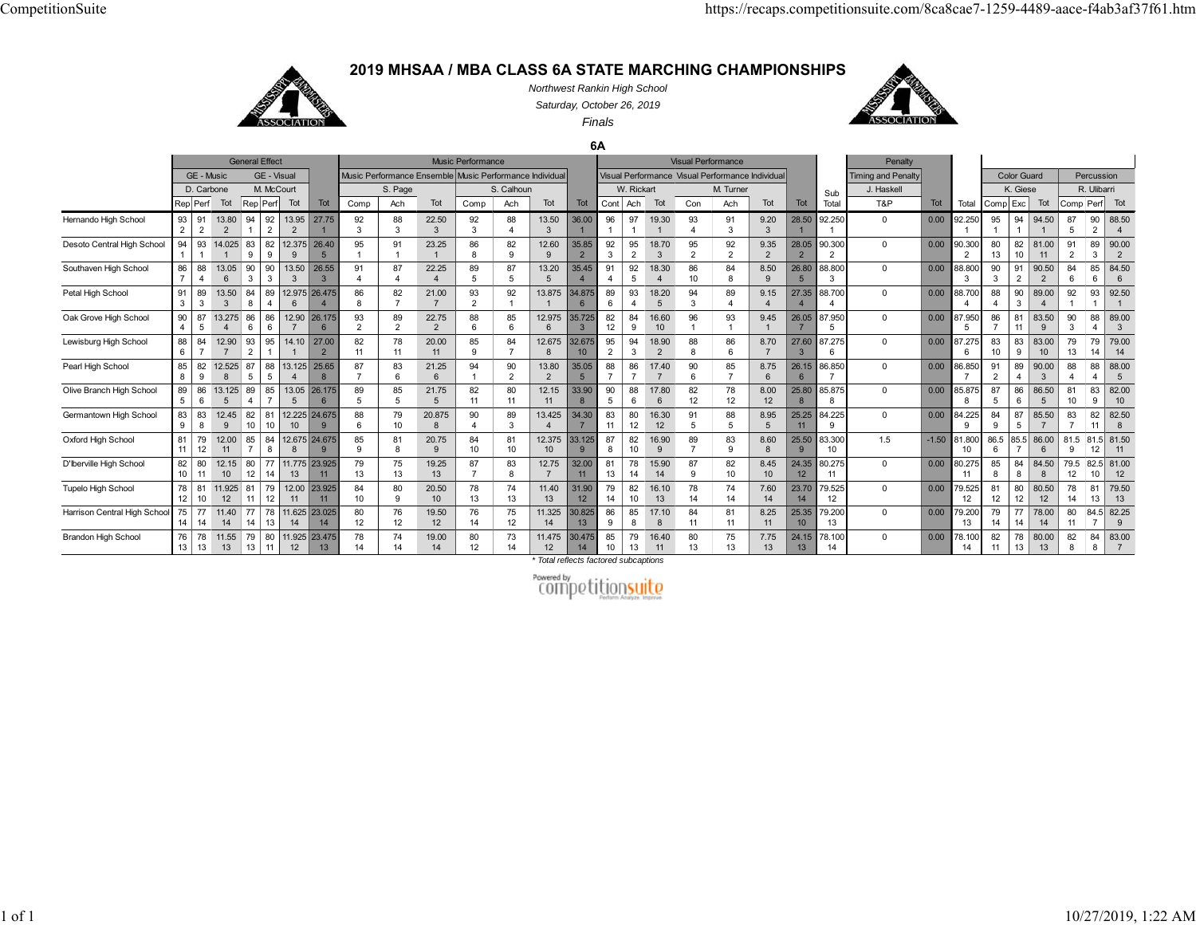# 2019 MHSAA / MBA CLASS 6A STATE MARCHING CHAMPIONSHIPS

*Northwest Rankin High School*

*Saturday, October 26, 2019*

*Finals*

## 6A

Each cell shows the score followed by the rank in parentheses.

| | General Effect | | | | | | | Music Performance | | | | | | | Visual Performance | | | | | | | | Penalty | | | Color Guard | | | Percussion | | |
|---|---|---|---|---|---|---|---|---|---|---|---|---|---|---|---|---|---|---|---|---|---|---|---|---|---|---|---|---|---|---|---|
| | GE - Music | | | GE - Visual | | | | Music Performance Ensemble | | | Music Performance Individual | | | | Visual Performance | | | Visual Performance Individual | | | | | Timing and Penalty | | | | | | | | |
| | D. Carbone | | | M. McCourt | | | | S. Page | | | S. Calhoun | | | | W. Rickart | | | M. Turner | | | | | J. Haskell | | | K. Giese | | | R. Ulibarri | | |
| | Rep | Perf | Tot | Rep | Perf | Tot | Tot | Comp | Ach | Tot | Comp | Ach | Tot | Tot | Cont | Ach | Tot | Con | Ach | Tot | Tot | Sub Total | T&P | Tot | Total | Comp | Exc | Tot | Comp | Perf | Tot |
| Hernando High School | 93 (2) | 91 (2) | 13.80 (2) | 94 (1) | 92 (2) | 13.95 (2) | 27.75 (1) | 92 (3) | 88 (3) | 22.50 (3) | 92 (3) | 88 (4) | 13.50 (3) | 36.00 (1) | 96 (1) | 97 (1) | 19.30 (1) | 93 (4) | 91 (3) | 9.20 (3) | 28.50 (1) | 92.250 (1) | 0 | 0.00 | 92.250 (1) | 95 (1) | 94 (1) | 94.50 (1) | 87 (5) | 90 (2) | 88.50 (4) |
| Desoto Central High School | 94 (1) | 93 (1) | 14.025 (1) | 83 (9) | 82 (9) | 12.375 (9) | 26.40 (5) | 95 (1) | 91 (1) | 23.25 (1) | 86 (8) | 82 (9) | 12.60 (9) | 35.85 (2) | 92 (3) | 95 (2) | 18.70 (3) | 95 (2) | 92 (2) | 9.35 (2) | 28.05 (2) | 90.300 (2) | 0 | 0.00 | 90.300 (2) | 80 (13) | 82 (10) | 81.00 (11) | 91 (2) | 89 (3) | 90.00 (2) |
| Southaven High School | 86 (7) | 88 (4) | 13.05 (6) | 90 (3) | 90 (3) | 13.50 (3) | 26.55 (3) | 91 (4) | 87 (4) | 22.25 (4) | 89 (5) | 87 (5) | 13.20 (5) | 35.45 (4) | 91 (4) | 92 (5) | 18.30 (4) | 86 (10) | 84 (8) | 8.50 (9) | 26.80 (5) | 88.800 (3) | 0 | 0.00 | 88.800 (3) | 90 (3) | 91 (2) | 90.50 (2) | 84 (6) | 85 (6) | 84.50 (6) |
| Petal High School | 91 (3) | 89 (3) | 13.50 (3) | 84 (8) | 89 (4) | 12.975 (6) | 26.475 (4) | 86 (8) | 82 (7) | 21.00 (7) | 93 (2) | 92 (1) | 13.875 (1) | 34.875 (6) | 89 (6) | 93 (4) | 18.20 (5) | 94 (3) | 89 (4) | 9.15 (4) | 27.35 (4) | 88.700 (4) | 0 | 0.00 | 88.700 (4) | 88 (4) | 90 (3) | 89.00 (4) | 92 (1) | 93 (1) | 92.50 (1) |
| Oak Grove High School | 90 (4) | 87 (5) | 13.275 (4) | 86 (6) | 86 (6) | 12.90 (7) | 26.175 (6) | 93 (2) | 89 (2) | 22.75 (2) | 88 (6) | 85 (6) | 12.975 (6) | 35.725 (3) | 82 (12) | 84 (9) | 16.60 (10) | 96 (1) | 93 (1) | 9.45 (1) | 26.05 (7) | 87.950 (5) | 0 | 0.00 | 87.950 (5) | 86 (7) | 81 (11) | 83.50 (9) | 90 (3) | 88 (4) | 89.00 (3) |
| Lewisburg High School | 88 (6) | 84 (7) | 12.90 (7) | 93 (2) | 95 (1) | 14.10 (1) | 27.00 (2) | 82 (11) | 78 (11) | 20.00 (11) | 85 (9) | 84 (7) | 12.675 (8) | 32.675 (10) | 95 (2) | 94 (3) | 18.90 (2) | 88 (8) | 86 (6) | 8.70 (7) | 27.60 (3) | 87.275 (6) | 0 | 0.00 | 87.275 (6) | 83 (10) | 83 (9) | 83.00 (10) | 79 (13) | 79 (14) | 79.00 (14) |
| Pearl High School | 85 (8) | 82 (9) | 12.525 (8) | 87 (5) | 88 (5) | 13.125 (4) | 25.65 (8) | 87 (7) | 83 (6) | 21.25 (6) | 94 (1) | 90 (2) | 13.80 (2) | 35.05 (5) | 88 (7) | 86 (7) | 17.40 (7) | 90 (6) | 85 (7) | 8.75 (6) | 26.15 (6) | 86.850 (7) | 0 | 0.00 | 86.850 (7) | 91 (2) | 89 (4) | 90.00 (3) | 88 (4) | 88 (4) | 88.00 (5) |
| Olive Branch High School | 89 (5) | 86 (6) | 13.125 (5) | 89 (4) | 85 (7) | 13.05 (5) | 26.175 (6) | 89 (5) | 85 (5) | 21.75 (5) | 82 (11) | 80 (11) | 12.15 (11) | 33.90 (8) | 90 (5) | 88 (6) | 17.80 (6) | 82 (12) | 78 (12) | 8.00 (12) | 25.80 (8) | 85.875 (8) | 0 | 0.00 | 85.875 (8) | 87 (5) | 86 (6) | 86.50 (5) | 81 (10) | 83 (9) | 82.00 (10) |
| Germantown High School | 83 (9) | 83 (8) | 12.45 (9) | 82 (10) | 81 (10) | 12.225 (10) | 24.675 (9) | 88 (6) | 79 (10) | 20.875 (8) | 90 (4) | 89 (3) | 13.425 (4) | 34.30 (7) | 83 (11) | 80 (12) | 16.30 (12) | 91 (5) | 88 (5) | 8.95 (5) | 25.25 (11) | 84.225 (9) | 0 | 0.00 | 84.225 (9) | 84 (9) | 87 (5) | 85.50 (7) | 83 (7) | 82 (11) | 82.50 (8) |
| Oxford High School | 81 (11) | 79 (12) | 12.00 (11) | 85 (7) | 84 (8) | 12.675 (8) | 24.675 (9) | 85 (9) | 81 (8) | 20.75 (9) | 84 (10) | 81 (10) | 12.375 (10) | 33.125 (9) | 87 (8) | 82 (10) | 16.90 (9) | 89 (7) | 83 (9) | 8.60 (8) | 25.50 (9) | 83.300 (10) | 1.5 | -1.50 | 81.800 (10) | 86.5 (6) | 85.5 (7) | 86.00 (6) | 81.5 (9) | 81.5 (12) | 81.50 (11) |
| D'Iberville High School | 82 (10) | 80 (11) | 12.15 (10) | 80 (12) | 77 (14) | 11.775 (13) | 23.925 (11) | 79 (13) | 75 (13) | 19.25 (13) | 87 (7) | 83 (8) | 12.75 (7) | 32.00 (11) | 81 (13) | 78 (14) | 15.90 (14) | 87 (9) | 82 (10) | 8.45 (10) | 24.35 (12) | 80.275 (11) | 0 | 0.00 | 80.275 (11) | 85 (8) | 84 (8) | 84.50 (8) | 79.5 (12) | 82.5 (10) | 81.00 (12) |
| Tupelo High School | 78 (12) | 81 (10) | 11.925 (12) | 81 (11) | 79 (12) | 12.00 (11) | 23.925 (11) | 84 (10) | 80 (9) | 20.50 (10) | 78 (13) | 74 (13) | 11.40 (13) | 31.90 (12) | 79 (14) | 82 (10) | 16.10 (13) | 78 (14) | 74 (14) | 7.60 (14) | 23.70 (14) | 79.525 (12) | 0 | 0.00 | 79.525 (12) | 81 (12) | 80 (12) | 80.50 (12) | 78 (14) | 81 (13) | 79.50 (13) |
| Harrison Central High School | 75 (14) | 77 (14) | 11.40 (14) | 77 (14) | 78 (13) | 11.625 (14) | 23.025 (14) | 80 (12) | 76 (12) | 19.50 (12) | 76 (14) | 75 (12) | 11.325 (14) | 30.825 (13) | 86 (9) | 85 (8) | 17.10 (8) | 84 (11) | 81 (11) | 8.25 (11) | 25.35 (10) | 79.200 (13) | 0 | 0.00 | 79.200 (13) | 79 (14) | 77 (14) | 78.00 (14) | 80 (11) | 84.5 (7) | 82.25 (9) |
| Brandon High School | 76 (13) | 78 (13) | 11.55 (13) | 79 (13) | 80 (11) | 11.925 (12) | 23.475 (13) | 78 (14) | 74 (14) | 19.00 (14) | 80 (12) | 73 (14) | 11.475 (12) | 30.475 (14) | 85 (10) | 79 (13) | 16.40 (11) | 80 (13) | 75 (13) | 7.75 (13) | 24.15 (13) | 78.100 (14) | 0 | 0.00 | 78.100 (14) | 82 (11) | 78 (13) | 80.00 (13) | 82 (8) | 84 (8) | 83.00 (7) |

*\* Total reflects factored subcaptions*

Powered by competitionsuite